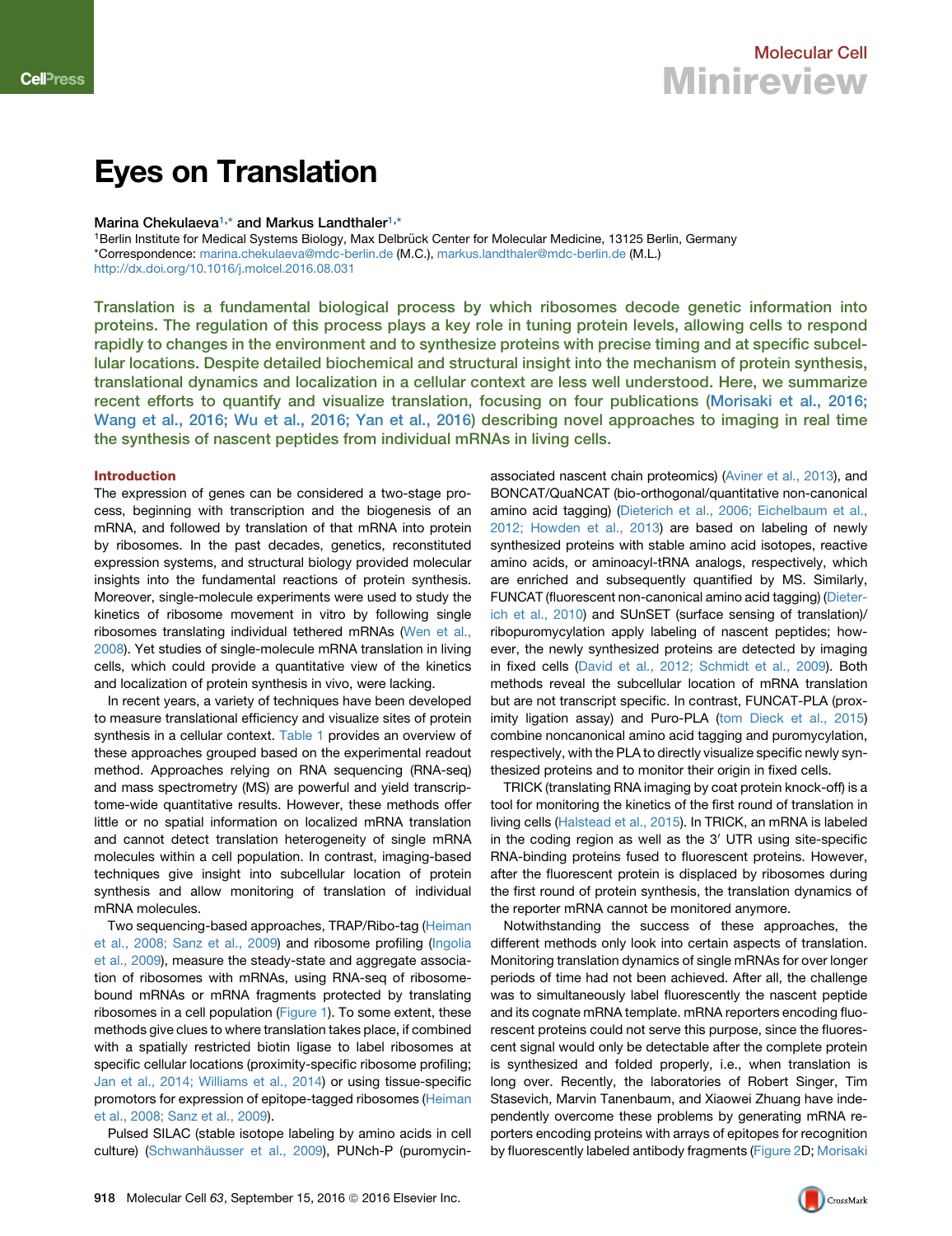Molecular Cell
Minireview

# Eyes on Translation

Marina Chekulaeva[1,*] and Markus Landthaler[1,*]

[1]Berlin Institute for Medical Systems Biology, Max Delbrück Center for Molecular Medicine, 13125 Berlin, Germany

*Correspondence: marina.chekulaeva@mdc-berlin.de (M.C.), markus.landthaler@mdc-berlin.de (M.L.)

http://dx.doi.org/10.1016/j.molcel.2016.08.031

**Translation is a fundamental biological process by which ribosomes decode genetic information into proteins. The regulation of this process plays a key role in tuning protein levels, allowing cells to respond rapidly to changes in the environment and to synthesize proteins with precise timing and at specific subcellular locations. Despite detailed biochemical and structural insight into the mechanism of protein synthesis, translational dynamics and localization in a cellular context are less well understood. Here, we summarize recent efforts to quantify and visualize translation, focusing on four publications (Morisaki et al., 2016; Wang et al., 2016; Wu et al., 2016; Yan et al., 2016) describing novel approaches to imaging in real time the synthesis of nascent peptides from individual mRNAs in living cells.**

## Introduction

The expression of genes can be considered a two-stage process, beginning with transcription and the biogenesis of an mRNA, and followed by translation of that mRNA into protein by ribosomes. In the past decades, genetics, reconstituted expression systems, and structural biology provided molecular insights into the fundamental reactions of protein synthesis. Moreover, single-molecule experiments were used to study the kinetics of ribosome movement in vitro by following single ribosomes translating individual tethered mRNAs (Wen et al., 2008). Yet studies of single-molecule mRNA translation in living cells, which could provide a quantitative view of the kinetics and localization of protein synthesis in vivo, were lacking.

In recent years, a variety of techniques have been developed to measure translational efficiency and visualize sites of protein synthesis in a cellular context. Table 1 provides an overview of these approaches grouped based on the experimental readout method. Approaches relying on RNA sequencing (RNA-seq) and mass spectrometry (MS) are powerful and yield transcriptome-wide quantitative results. However, these methods offer little or no spatial information on localized mRNA translation and cannot detect translation heterogeneity of single mRNA molecules within a cell population. In contrast, imaging-based techniques give insight into subcellular location of protein synthesis and allow monitoring of translation of individual mRNA molecules.

Two sequencing-based approaches, TRAP/Ribo-tag (Heiman et al., 2008; Sanz et al., 2009) and ribosome profiling (Ingolia et al., 2009), measure the steady-state and aggregate association of ribosomes with mRNAs, using RNA-seq of ribosome-bound mRNAs or mRNA fragments protected by translating ribosomes in a cell population (Figure 1). To some extent, these methods give clues to where translation takes place, if combined with a spatially restricted biotin ligase to label ribosomes at specific cellular locations (proximity-specific ribosome profiling; Jan et al., 2014; Williams et al., 2014) or using tissue-specific promotors for expression of epitope-tagged ribosomes (Heiman et al., 2008; Sanz et al., 2009).

Pulsed SILAC (stable isotope labeling by amino acids in cell culture) (Schwanhäusser et al., 2009), PUNch-P (puromycin-associated nascent chain proteomics) (Aviner et al., 2013), and BONCAT/QuaNCAT (bio-orthogonal/quantitative non-canonical amino acid tagging) (Dieterich et al., 2006; Eichelbaum et al., 2012; Howden et al., 2013) are based on labeling of newly synthesized proteins with stable amino acid isotopes, reactive amino acids, or aminoacyl-tRNA analogs, respectively, which are enriched and subsequently quantified by MS. Similarly, FUNCAT (fluorescent non-canonical amino acid tagging) (Dieterich et al., 2010) and SUnSET (surface sensing of translation)/ribopuromycylation apply labeling of nascent peptides; however, the newly synthesized proteins are detected by imaging in fixed cells (David et al., 2012; Schmidt et al., 2009). Both methods reveal the subcellular location of mRNA translation but are not transcript specific. In contrast, FUNCAT-PLA (proximity ligation assay) and Puro-PLA (tom Dieck et al., 2015) combine noncanonical amino acid tagging and puromycylation, respectively, with the PLA to directly visualize specific newly synthesized proteins and to monitor their origin in fixed cells.

TRICK (translating RNA imaging by coat protein knock-off) is a tool for monitoring the kinetics of the first round of translation in living cells (Halstead et al., 2015). In TRICK, an mRNA is labeled in the coding region as well as the 3′ UTR using site-specific RNA-binding proteins fused to fluorescent proteins. However, after the fluorescent protein is displaced by ribosomes during the first round of protein synthesis, the translation dynamics of the reporter mRNA cannot be monitored anymore.

Notwithstanding the success of these approaches, the different methods only look into certain aspects of translation. Monitoring translation dynamics of single mRNAs for over longer periods of time had not been achieved. After all, the challenge was to simultaneously label fluorescently the nascent peptide and its cognate mRNA template. mRNA reporters encoding fluorescent proteins could not serve this purpose, since the fluorescent signal would only be detectable after the complete protein is synthesized and folded properly, i.e., when translation is long over. Recently, the laboratories of Robert Singer, Tim Stasevich, Marvin Tanenbaum, and Xiaowei Zhuang have independently overcome these problems by generating mRNA reporters encoding proteins with arrays of epitopes for recognition by fluorescently labeled antibody fragments (Figure 2D; Morisaki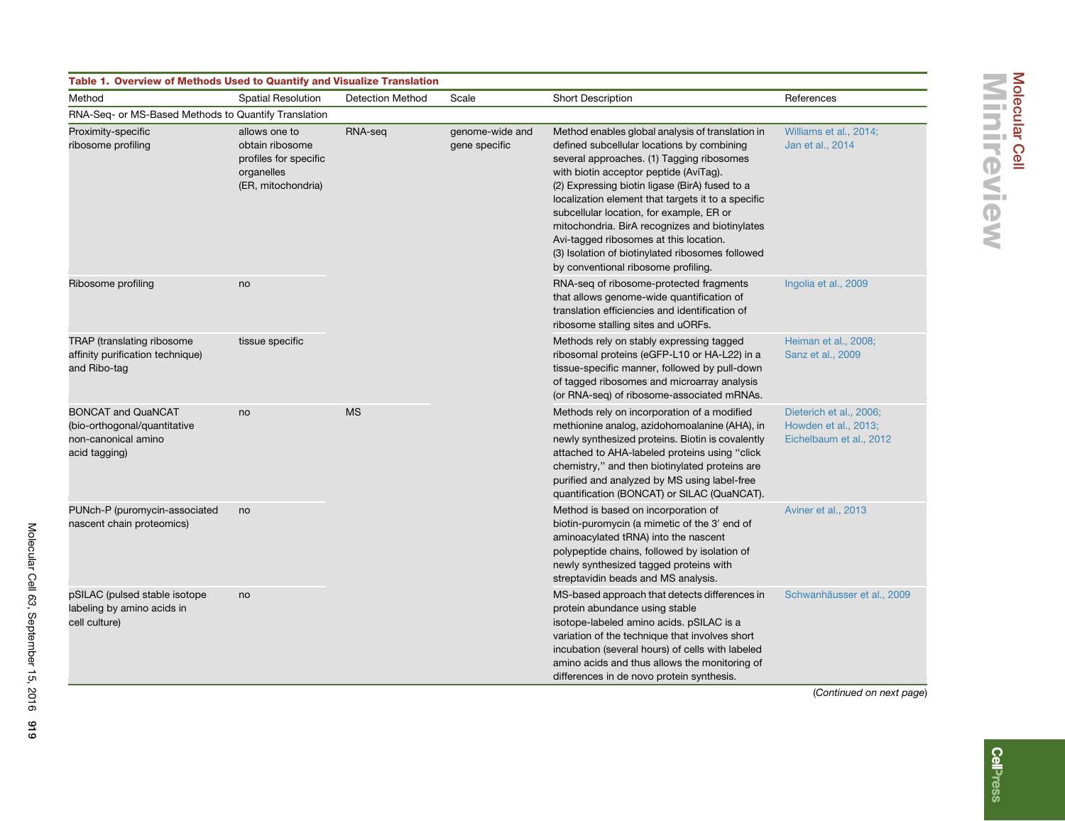**Table 1. Overview of Methods Used to Quantify and Visualize Translation**

| Method | Spatial Resolution | Detection Method | Scale | Short Description | References |
|---|---|---|---|---|---|
| RNA-Seq- or MS-Based Methods to Quantify Translation | | | | | |
| Proximity-specific ribosome profiling | allows one to obtain ribosome profiles for specific organelles (ER, mitochondria) | RNA-seq | genome-wide and gene specific | Method enables global analysis of translation in defined subcellular locations by combining several approaches. (1) Tagging ribosomes with biotin acceptor peptide (AviTag). (2) Expressing biotin ligase (BirA) fused to a localization element that targets it to a specific subcellular location, for example, ER or mitochondria. BirA recognizes and biotinylates Avi-tagged ribosomes at this location. (3) Isolation of biotinylated ribosomes followed by conventional ribosome profiling. | Williams et al., 2014; Jan et al., 2014 |
| Ribosome profiling | no | | | RNA-seq of ribosome-protected fragments that allows genome-wide quantification of translation efficiencies and identification of ribosome stalling sites and uORFs. | Ingolia et al., 2009 |
| TRAP (translating ribosome affinity purification technique) and Ribo-tag | tissue specific | | | Methods rely on stably expressing tagged ribosomal proteins (eGFP-L10 or HA-L22) in a tissue-specific manner, followed by pull-down of tagged ribosomes and microarray analysis (or RNA-seq) of ribosome-associated mRNAs. | Heiman et al., 2008; Sanz et al., 2009 |
| BONCAT and QuaNCAT (bio-orthogonal/quantitative non-canonical amino acid tagging) | no | MS | | Methods rely on incorporation of a modified methionine analog, azidohomoalanine (AHA), in newly synthesized proteins. Biotin is covalently attached to AHA-labeled proteins using "click chemistry," and then biotinylated proteins are purified and analyzed by MS using label-free quantification (BONCAT) or SILAC (QuaNCAT). | Dieterich et al., 2006; Howden et al., 2013; Eichelbaum et al., 2012 |
| PUNch-P (puromycin-associated nascent chain proteomics) | no | | | Method is based on incorporation of biotin-puromycin (a mimetic of the 3′ end of aminoacylated tRNA) into the nascent polypeptide chains, followed by isolation of newly synthesized tagged proteins with streptavidin beads and MS analysis. | Aviner et al., 2013 |
| pSILAC (pulsed stable isotope labeling by amino acids in cell culture) | no | | | MS-based approach that detects differences in protein abundance using stable isotope-labeled amino acids. pSILAC is a variation of the technique that involves short incubation (several hours) of cells with labeled amino acids and thus allows the monitoring of differences in de novo protein synthesis. | Schwanhäusser et al., 2009 |

(*Continued on next page*)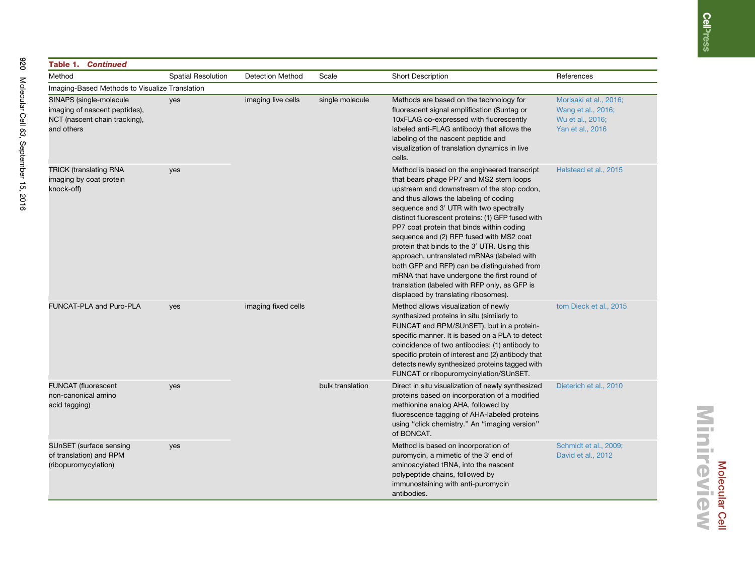**Table 1. *Continued***

| Method | Spatial Resolution | Detection Method | Scale | Short Description | References |
|---|---|---|---|---|---|
| Imaging-Based Methods to Visualize Translation | | | | | |
| SINAPS (single-molecule imaging of nascent peptides), NCT (nascent chain tracking), and others | yes | imaging live cells | single molecule | Methods are based on the technology for fluorescent signal amplification (Suntag or 10xFLAG co-expressed with fluorescently labeled anti-FLAG antibody) that allows the labeling of the nascent peptide and visualization of translation dynamics in live cells. | Morisaki et al., 2016; Wang et al., 2016; Wu et al., 2016; Yan et al., 2016 |
| TRICK (translating RNA imaging by coat protein knock-off) | yes | | | Method is based on the engineered transcript that bears phage PP7 and MS2 stem loops upstream and downstream of the stop codon, and thus allows the labeling of coding sequence and 3′ UTR with two spectrally distinct fluorescent proteins: (1) GFP fused with PP7 coat protein that binds within coding sequence and (2) RFP fused with MS2 coat protein that binds to the 3′ UTR. Using this approach, untranslated mRNAs (labeled with both GFP and RFP) can be distinguished from mRNA that have undergone the first round of translation (labeled with RFP only, as GFP is displaced by translating ribosomes). | Halstead et al., 2015 |
| FUNCAT-PLA and Puro-PLA | yes | imaging fixed cells | | Method allows visualization of newly synthesized proteins in situ (similarly to FUNCAT and RPM/SUnSET), but in a protein-specific manner. It is based on a PLA to detect coincidence of two antibodies: (1) antibody to specific protein of interest and (2) antibody that detects newly synthesized proteins tagged with FUNCAT or ribopuromycinylation/SUnSET. | tom Dieck et al., 2015 |
| FUNCAT (fluorescent non-canonical amino acid tagging) | yes | | bulk translation | Direct in situ visualization of newly synthesized proteins based on incorporation of a modified methionine analog AHA, followed by fluorescence tagging of AHA-labeled proteins using "click chemistry." An "imaging version" of BONCAT. | Dieterich et al., 2010 |
| SUnSET (surface sensing of translation) and RPM (ribopuromycylation) | yes | | | Method is based on incorporation of puromycin, a mimetic of the 3′ end of aminoacylated tRNA, into the nascent polypeptide chains, followed by immunostaining with anti-puromycin antibodies. | Schmidt et al., 2009; David et al., 2012 |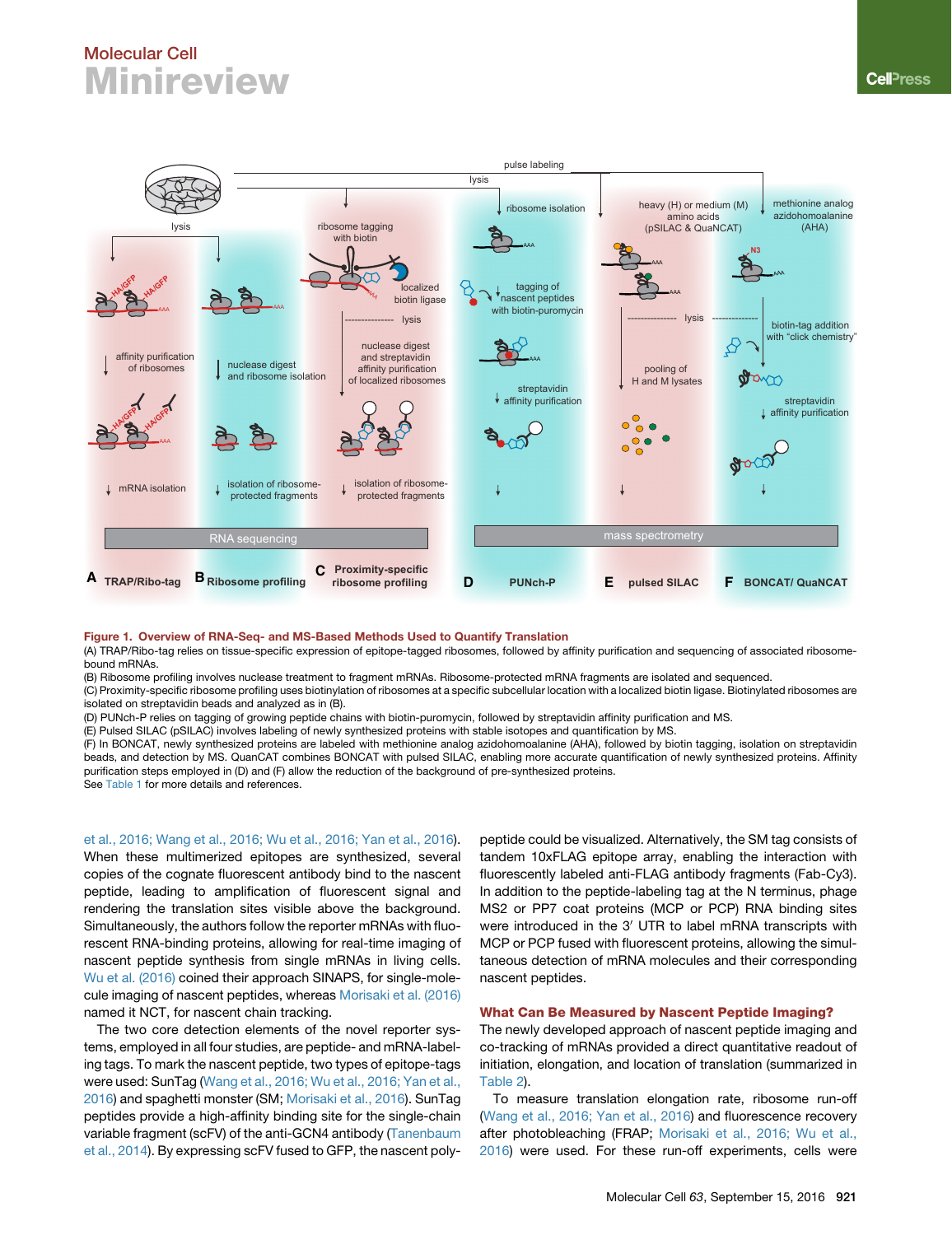**Figure 1. Overview of RNA-Seq- and MS-Based Methods Used to Quantify Translation**

(A) TRAP/Ribo-tag relies on tissue-specific expression of epitope-tagged ribosomes, followed by affinity purification and sequencing of associated ribosome-bound mRNAs.

(B) Ribosome profiling involves nuclease treatment to fragment mRNAs. Ribosome-protected mRNA fragments are isolated and sequenced.

(C) Proximity-specific ribosome profiling uses biotinylation of ribosomes at a specific subcellular location with a localized biotin ligase. Biotinylated ribosomes are isolated on streptavidin beads and analyzed as in (B).

(D) PUNch-P relies on tagging of growing peptide chains with biotin-puromycin, followed by streptavidin affinity purification and MS.

(E) Pulsed SILAC (pSILAC) involves labeling of newly synthesized proteins with stable isotopes and quantification by MS.

(F) In BONCAT, newly synthesized proteins are labeled with methionine analog azidohomoalanine (AHA), followed by biotin tagging, isolation on streptavidin beads, and detection by MS. QuanCAT combines BONCAT with pulsed SILAC, enabling more accurate quantification of newly synthesized proteins. Affinity purification steps employed in (D) and (F) allow the reduction of the background of pre-synthesized proteins.

See Table 1 for more details and references.

et al., 2016; Wang et al., 2016; Wu et al., 2016; Yan et al., 2016). When these multimerized epitopes are synthesized, several copies of the cognate fluorescent antibody bind to the nascent peptide, leading to amplification of fluorescent signal and rendering the translation sites visible above the background. Simultaneously, the authors follow the reporter mRNAs with fluorescent RNA-binding proteins, allowing for real-time imaging of nascent peptide synthesis from single mRNAs in living cells. Wu et al. (2016) coined their approach SINAPS, for single-molecule imaging of nascent peptides, whereas Morisaki et al. (2016) named it NCT, for nascent chain tracking.

The two core detection elements of the novel reporter systems, employed in all four studies, are peptide- and mRNA-labeling tags. To mark the nascent peptide, two types of epitope-tags were used: SunTag (Wang et al., 2016; Wu et al., 2016; Yan et al., 2016) and spaghetti monster (SM; Morisaki et al., 2016). SunTag peptides provide a high-affinity binding site for the single-chain variable fragment (scFV) of the anti-GCN4 antibody (Tanenbaum et al., 2014). By expressing scFV fused to GFP, the nascent polypeptide could be visualized. Alternatively, the SM tag consists of tandem 10xFLAG epitope array, enabling the interaction with fluorescently labeled anti-FLAG antibody fragments (Fab-Cy3). In addition to the peptide-labeling tag at the N terminus, phage MS2 or PP7 coat proteins (MCP or PCP) RNA binding sites were introduced in the 3′ UTR to label mRNA transcripts with MCP or PCP fused with fluorescent proteins, allowing the simultaneous detection of mRNA molecules and their corresponding nascent peptides.

## What Can Be Measured by Nascent Peptide Imaging?

The newly developed approach of nascent peptide imaging and co-tracking of mRNAs provided a direct quantitative readout of initiation, elongation, and location of translation (summarized in Table 2).

To measure translation elongation rate, ribosome run-off (Wang et al., 2016; Yan et al., 2016) and fluorescence recovery after photobleaching (FRAP; Morisaki et al., 2016; Wu et al., 2016) were used. For these run-off experiments, cells were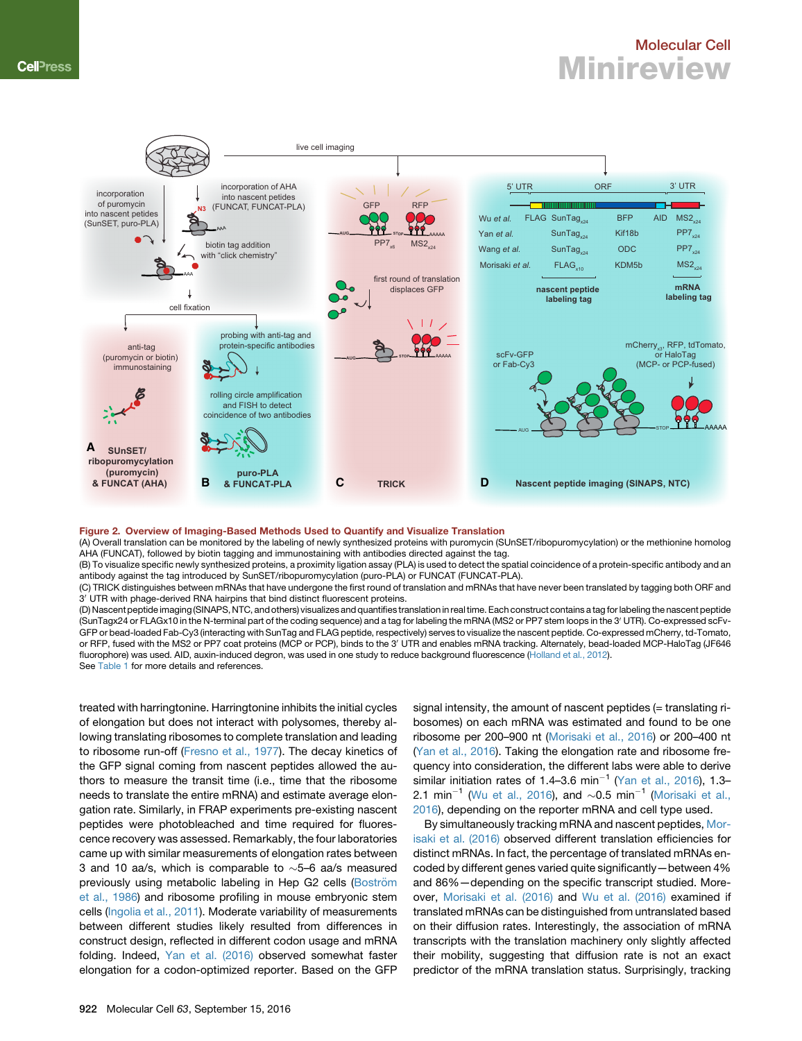live cell imaging

incorporation of puromycin into nascent petides (SunSET, puro-PLA)

incorporation of AHA into nascent petides (FUNCAT, FUNCAT-PLA)

biotin tag addition with "click chemistry"

cell fixation

anti-tag (puromycin or biotin) immunostaining

probing with anti-tag and protein-specific antibodies

rolling circle amplification and FISH to detect coincidence of two antibodies

**A** SUnSET/ ribopuromycylation (puromycin) & FUNCAT (AHA)

**B** puro-PLA & FUNCAT-PLA

GFP RFP

PP7x6 MS2x24

first round of translation displaces GFP

**C** TRICK

5′ UTR ORF 3′ UTR

Wu et al. FLAG SunTagx24 BFP AID MS2x24

Yan et al. SunTagx24 Kif18b PP7x24

Wang et al. SunTagx24 ODC PP7x24

Morisaki et al. FLAGx10 KDM5b MS2x24

nascent peptide labeling tag

mRNA labeling tag

scFv-GFP or Fab-Cy3

mCherryx3, RFP, tdTomato, or HaloTag (MCP- or PCP-fused)

**D** Nascent peptide imaging (SINAPS, NTC)

**Figure 2. Overview of Imaging-Based Methods Used to Quantify and Visualize Translation**

(A) Overall translation can be monitored by the labeling of newly synthesized proteins with puromycin (SUnSET/ribopuromycylation) or the methionine homolog AHA (FUNCAT), followed by biotin tagging and immunostaining with antibodies directed against the tag.

(B) To visualize specific newly synthesized proteins, a proximity ligation assay (PLA) is used to detect the spatial coincidence of a protein-specific antibody and an antibody against the tag introduced by SunSET/ribopuromycylation (puro-PLA) or FUNCAT (FUNCAT-PLA).

(C) TRICK distinguishes between mRNAs that have undergone the first round of translation and mRNAs that have never been translated by tagging both ORF and 3′ UTR with phage-derived RNA hairpins that bind distinct fluorescent proteins.

(D) Nascent peptide imaging (SINAPS, NTC, and others) visualizes and quantifies translation in real time. Each construct contains a tag for labeling the nascent peptide (SunTagx24 or FLAGx10 in the N-terminal part of the coding sequence) and a tag for labeling the mRNA (MS2 or PP7 stem loops in the 3′ UTR). Co-expressed scFv-GFP or bead-loaded Fab-Cy3 (interacting with SunTag and FLAG peptide, respectively) serves to visualize the nascent peptide. Co-expressed mCherry, td-Tomato, or RFP, fused with the MS2 or PP7 coat proteins (MCP or PCP), binds to the 3′ UTR and enables mRNA tracking. Alternately, bead-loaded MCP-HaloTag (JF646 fluorophore) was used. AID, auxin-induced degron, was used in one study to reduce background fluorescence (Holland et al., 2012).

See Table 1 for more details and references.

treated with harringtonine. Harringtonine inhibits the initial cycles of elongation but does not interact with polysomes, thereby allowing translating ribosomes to complete translation and leading to ribosome run-off (Fresno et al., 1977). The decay kinetics of the GFP signal coming from nascent peptides allowed the authors to measure the transit time (i.e., time that the ribosome needs to translate the entire mRNA) and estimate average elongation rate. Similarly, in FRAP experiments pre-existing nascent peptides were photobleached and time required for fluorescence recovery was assessed. Remarkably, the four laboratories came up with similar measurements of elongation rates between 3 and 10 aa/s, which is comparable to ~5–6 aa/s measured previously using metabolic labeling in Hep G2 cells (Boström et al., 1986) and ribosome profiling in mouse embryonic stem cells (Ingolia et al., 2011). Moderate variability of measurements between different studies likely resulted from differences in construct design, reflected in different codon usage and mRNA folding. Indeed, Yan et al. (2016) observed somewhat faster elongation for a codon-optimized reporter. Based on the GFP signal intensity, the amount of nascent peptides (= translating ribosomes) on each mRNA was estimated and found to be one ribosome per 200–900 nt (Morisaki et al., 2016) or 200–400 nt (Yan et al., 2016). Taking the elongation rate and ribosome frequency into consideration, the different labs were able to derive similar initiation rates of 1.4–3.6 $min^{-1}$ (Yan et al., 2016), 1.3–2.1 $min^{-1}$ (Wu et al., 2016), and ~0.5 $min^{-1}$ (Morisaki et al., 2016), depending on the reporter mRNA and cell type used.

By simultaneously tracking mRNA and nascent peptides, Morisaki et al. (2016) observed different translation efficiencies for distinct mRNAs. In fact, the percentage of translated mRNAs encoded by different genes varied quite significantly—between 4% and 86%—depending on the specific transcript studied. Moreover, Morisaki et al. (2016) and Wu et al. (2016) examined if translated mRNAs can be distinguished from untranslated based on their diffusion rates. Interestingly, the association of mRNA transcripts with the translation machinery only slightly affected their mobility, suggesting that diffusion rate is not an exact predictor of the mRNA translation status. Surprisingly, tracking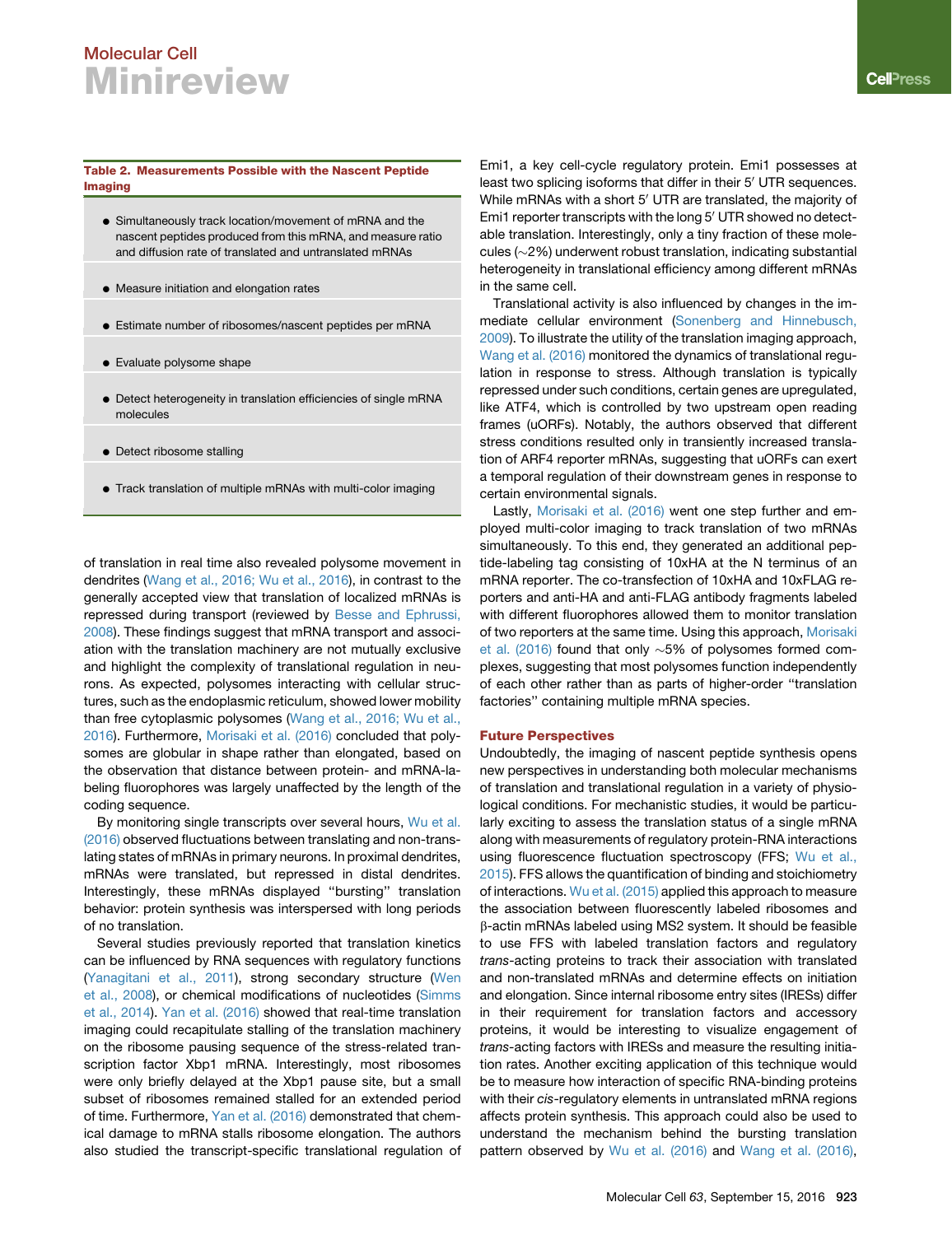**Table 2. Measurements Possible with the Nascent Peptide Imaging**

| |
|---|
| • Simultaneously track location/movement of mRNA and the nascent peptides produced from this mRNA, and measure ratio and diffusion rate of translated and untranslated mRNAs |
| • Measure initiation and elongation rates |
| • Estimate number of ribosomes/nascent peptides per mRNA |
| • Evaluate polysome shape |
| • Detect heterogeneity in translation efficiencies of single mRNA molecules |
| • Detect ribosome stalling |
| • Track translation of multiple mRNAs with multi-color imaging |

of translation in real time also revealed polysome movement in dendrites (Wang et al., 2016; Wu et al., 2016), in contrast to the generally accepted view that translation of localized mRNAs is repressed during transport (reviewed by Besse and Ephrussi, 2008). These findings suggest that mRNA transport and association with the translation machinery are not mutually exclusive and highlight the complexity of translational regulation in neurons. As expected, polysomes interacting with cellular structures, such as the endoplasmic reticulum, showed lower mobility than free cytoplasmic polysomes (Wang et al., 2016; Wu et al., 2016). Furthermore, Morisaki et al. (2016) concluded that polysomes are globular in shape rather than elongated, based on the observation that distance between protein- and mRNA-labeling fluorophores was largely unaffected by the length of the coding sequence.

By monitoring single transcripts over several hours, Wu et al. (2016) observed fluctuations between translating and non-translating states of mRNAs in primary neurons. In proximal dendrites, mRNAs were translated, but repressed in distal dendrites. Interestingly, these mRNAs displayed "bursting" translation behavior: protein synthesis was interspersed with long periods of no translation.

Several studies previously reported that translation kinetics can be influenced by RNA sequences with regulatory functions (Yanagitani et al., 2011), strong secondary structure (Wen et al., 2008), or chemical modifications of nucleotides (Simms et al., 2014). Yan et al. (2016) showed that real-time translation imaging could recapitulate stalling of the translation machinery on the ribosome pausing sequence of the stress-related transcription factor Xbp1 mRNA. Interestingly, most ribosomes were only briefly delayed at the Xbp1 pause site, but a small subset of ribosomes remained stalled for an extended period of time. Furthermore, Yan et al. (2016) demonstrated that chemical damage to mRNA stalls ribosome elongation. The authors also studied the transcript-specific translational regulation of Emi1, a key cell-cycle regulatory protein. Emi1 possesses at least two splicing isoforms that differ in their 5′ UTR sequences. While mRNAs with a short 5′ UTR are translated, the majority of Emi1 reporter transcripts with the long 5′ UTR showed no detectable translation. Interestingly, only a tiny fraction of these molecules (~2%) underwent robust translation, indicating substantial heterogeneity in translational efficiency among different mRNAs in the same cell.

Translational activity is also influenced by changes in the immediate cellular environment (Sonenberg and Hinnebusch, 2009). To illustrate the utility of the translation imaging approach, Wang et al. (2016) monitored the dynamics of translational regulation in response to stress. Although translation is typically repressed under such conditions, certain genes are upregulated, like ATF4, which is controlled by two upstream open reading frames (uORFs). Notably, the authors observed that different stress conditions resulted only in transiently increased translation of ARF4 reporter mRNAs, suggesting that uORFs can exert a temporal regulation of their downstream genes in response to certain environmental signals.

Lastly, Morisaki et al. (2016) went one step further and employed multi-color imaging to track translation of two mRNAs simultaneously. To this end, they generated an additional peptide-labeling tag consisting of 10xHA at the N terminus of an mRNA reporter. The co-transfection of 10xHA and 10xFLAG reporters and anti-HA and anti-FLAG antibody fragments labeled with different fluorophores allowed them to monitor translation of two reporters at the same time. Using this approach, Morisaki et al. (2016) found that only ~5% of polysomes formed complexes, suggesting that most polysomes function independently of each other rather than as parts of higher-order "translation factories" containing multiple mRNA species.

## Future Perspectives

Undoubtedly, the imaging of nascent peptide synthesis opens new perspectives in understanding both molecular mechanisms of translation and translational regulation in a variety of physiological conditions. For mechanistic studies, it would be particularly exciting to assess the translation status of a single mRNA along with measurements of regulatory protein-RNA interactions using fluorescence fluctuation spectroscopy (FFS; Wu et al., 2015). FFS allows the quantification of binding and stoichiometry of interactions. Wu et al. (2015) applied this approach to measure the association between fluorescently labeled ribosomes and β-actin mRNAs labeled using MS2 system. It should be feasible to use FFS with labeled translation factors and regulatory *trans*-acting proteins to track their association with translated and non-translated mRNAs and determine effects on initiation and elongation. Since internal ribosome entry sites (IRESs) differ in their requirement for translation factors and accessory proteins, it would be interesting to visualize engagement of *trans*-acting factors with IRESs and measure the resulting initiation rates. Another exciting application of this technique would be to measure how interaction of specific RNA-binding proteins with their *cis*-regulatory elements in untranslated mRNA regions affects protein synthesis. This approach could also be used to understand the mechanism behind the bursting translation pattern observed by Wu et al. (2016) and Wang et al. (2016),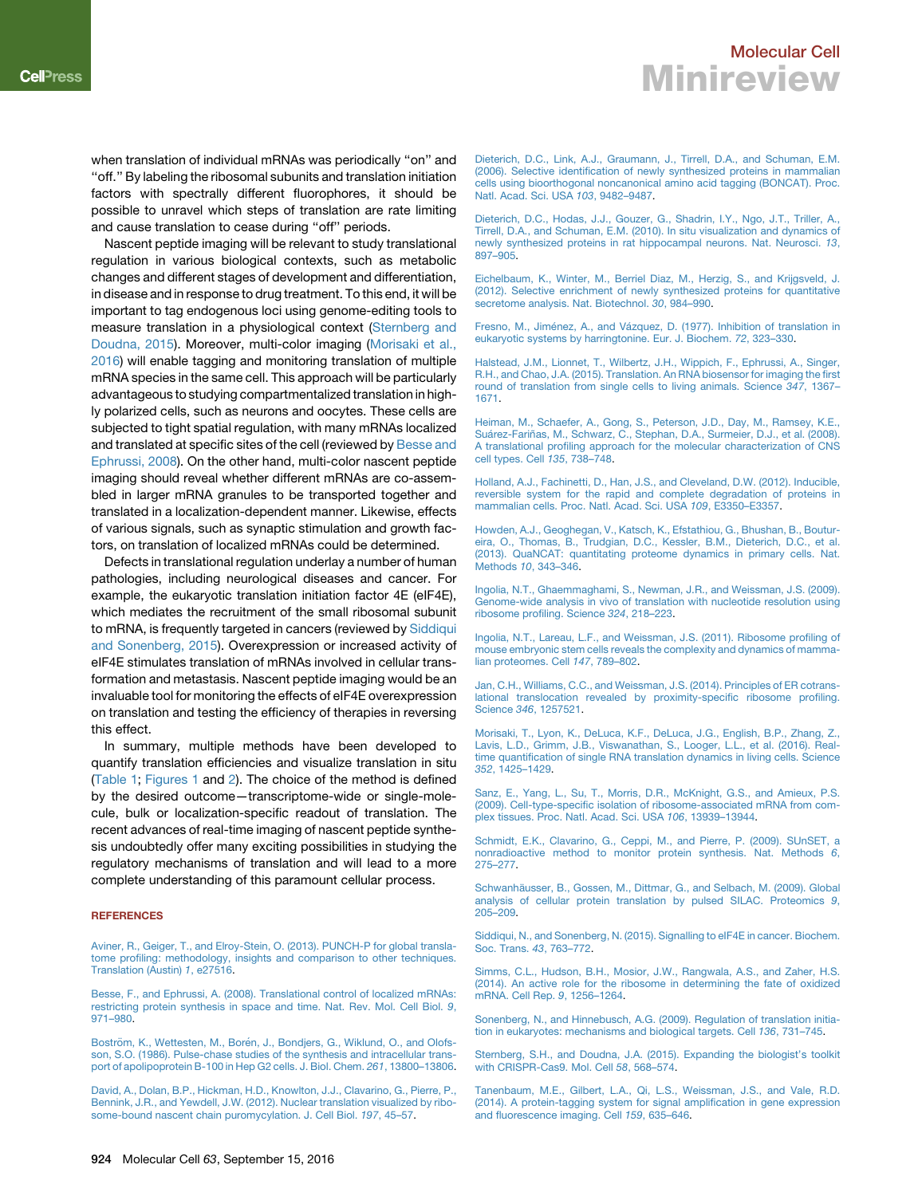when translation of individual mRNAs was periodically "on" and "off." By labeling the ribosomal subunits and translation initiation factors with spectrally different fluorophores, it should be possible to unravel which steps of translation are rate limiting and cause translation to cease during "off" periods.

Nascent peptide imaging will be relevant to study translational regulation in various biological contexts, such as metabolic changes and different stages of development and differentiation, in disease and in response to drug treatment. To this end, it will be important to tag endogenous loci using genome-editing tools to measure translation in a physiological context (Sternberg and Doudna, 2015). Moreover, multi-color imaging (Morisaki et al., 2016) will enable tagging and monitoring translation of multiple mRNA species in the same cell. This approach will be particularly advantageous to studying compartmentalized translation in highly polarized cells, such as neurons and oocytes. These cells are subjected to tight spatial regulation, with many mRNAs localized and translated at specific sites of the cell (reviewed by Besse and Ephrussi, 2008). On the other hand, multi-color nascent peptide imaging should reveal whether different mRNAs are co-assembled in larger mRNA granules to be transported together and translated in a localization-dependent manner. Likewise, effects of various signals, such as synaptic stimulation and growth factors, on translation of localized mRNAs could be determined.

Defects in translational regulation underlay a number of human pathologies, including neurological diseases and cancer. For example, the eukaryotic translation initiation factor 4E (eIF4E), which mediates the recruitment of the small ribosomal subunit to mRNA, is frequently targeted in cancers (reviewed by Siddiqui and Sonenberg, 2015). Overexpression or increased activity of eIF4E stimulates translation of mRNAs involved in cellular transformation and metastasis. Nascent peptide imaging would be an invaluable tool for monitoring the effects of eIF4E overexpression on translation and testing the efficiency of therapies in reversing this effect.

In summary, multiple methods have been developed to quantify translation efficiencies and visualize translation in situ (Table 1; Figures 1 and 2). The choice of the method is defined by the desired outcome—transcriptome-wide or single-molecule, bulk or localization-specific readout of translation. The recent advances of real-time imaging of nascent peptide synthesis undoubtedly offer many exciting possibilities in studying the regulatory mechanisms of translation and will lead to a more complete understanding of this paramount cellular process.

## REFERENCES

Aviner, R., Geiger, T., and Elroy-Stein, O. (2013). PUNCH-P for global translatome profiling: methodology, insights and comparison to other techniques. Translation (Austin) *1*, e27516.

Besse, F., and Ephrussi, A. (2008). Translational control of localized mRNAs: restricting protein synthesis in space and time. Nat. Rev. Mol. Cell Biol. *9*, 971–980.

Boström, K., Wettesten, M., Borén, J., Bondjers, G., Wiklund, O., and Olofsson, S.O. (1986). Pulse-chase studies of the synthesis and intracellular transport of apolipoprotein B-100 in Hep G2 cells. J. Biol. Chem. *261*, 13800–13806.

David, A., Dolan, B.P., Hickman, H.D., Knowlton, J.J., Clavarino, G., Pierre, P., Bennink, J.R., and Yewdell, J.W. (2012). Nuclear translation visualized by ribosome-bound nascent chain puromycylation. J. Cell Biol. *197*, 45–57.

Dieterich, D.C., Link, A.J., Graumann, J., Tirrell, D.A., and Schuman, E.M. (2006). Selective identification of newly synthesized proteins in mammalian cells using bioorthogonal noncanonical amino acid tagging (BONCAT). Proc. Natl. Acad. Sci. USA *103*, 9482–9487.

Dieterich, D.C., Hodas, J.J., Gouzer, G., Shadrin, I.Y., Ngo, J.T., Triller, A., Tirrell, D.A., and Schuman, E.M. (2010). In situ visualization and dynamics of newly synthesized proteins in rat hippocampal neurons. Nat. Neurosci. *13*, 897–905.

Eichelbaum, K., Winter, M., Berriel Diaz, M., Herzig, S., and Krijgsveld, J. (2012). Selective enrichment of newly synthesized proteins for quantitative secretome analysis. Nat. Biotechnol. *30*, 984–990.

Fresno, M., Jiménez, A., and Vázquez, D. (1977). Inhibition of translation in eukaryotic systems by harringtonine. Eur. J. Biochem. *72*, 323–330.

Halstead, J.M., Lionnet, T., Wilbertz, J.H., Wippich, F., Ephrussi, A., Singer, R.H., and Chao, J.A. (2015). Translation. An RNA biosensor for imaging the first round of translation from single cells to living animals. Science *347*, 1367–1671.

Heiman, M., Schaefer, A., Gong, S., Peterson, J.D., Day, M., Ramsey, K.E., Suárez-Fariñas, M., Schwarz, C., Stephan, D.A., Surmeier, D.J., et al. (2008). A translational profiling approach for the molecular characterization of CNS cell types. Cell *135*, 738–748.

Holland, A.J., Fachinetti, D., Han, J.S., and Cleveland, D.W. (2012). Inducible, reversible system for the rapid and complete degradation of proteins in mammalian cells. Proc. Natl. Acad. Sci. USA *109*, E3350–E3357.

Howden, A.J., Geoghegan, V., Katsch, K., Efstathiou, G., Bhushan, B., Boutureira, O., Thomas, B., Trudgian, D.C., Kessler, B.M., Dieterich, D.C., et al. (2013). QuaNCAT: quantitating proteome dynamics in primary cells. Nat. Methods *10*, 343–346.

Ingolia, N.T., Ghaemmaghami, S., Newman, J.R., and Weissman, J.S. (2009). Genome-wide analysis in vivo of translation with nucleotide resolution using ribosome profiling. Science *324*, 218–223.

Ingolia, N.T., Lareau, L.F., and Weissman, J.S. (2011). Ribosome profiling of mouse embryonic stem cells reveals the complexity and dynamics of mammalian proteomes. Cell *147*, 789–802.

Jan, C.H., Williams, C.C., and Weissman, J.S. (2014). Principles of ER cotranslational translocation revealed by proximity-specific ribosome profiling. Science *346*, 1257521.

Morisaki, T., Lyon, K., DeLuca, K.F., DeLuca, J.G., English, B.P., Zhang, Z., Lavis, L.D., Grimm, J.B., Viswanathan, S., Looger, L.L., et al. (2016). Real-time quantification of single RNA translation dynamics in living cells. Science *352*, 1425–1429.

Sanz, E., Yang, L., Su, T., Morris, D.R., McKnight, G.S., and Amieux, P.S. (2009). Cell-type-specific isolation of ribosome-associated mRNA from complex tissues. Proc. Natl. Acad. Sci. USA *106*, 13939–13944.

Schmidt, E.K., Clavarino, G., Ceppi, M., and Pierre, P. (2009). SUnSET, a nonradioactive method to monitor protein synthesis. Nat. Methods *6*, 275–277.

Schwanhäusser, B., Gossen, M., Dittmar, G., and Selbach, M. (2009). Global analysis of cellular protein translation by pulsed SILAC. Proteomics *9*, 205–209.

Siddiqui, N., and Sonenberg, N. (2015). Signalling to eIF4E in cancer. Biochem. Soc. Trans. *43*, 763–772.

Simms, C.L., Hudson, B.H., Mosior, J.W., Rangwala, A.S., and Zaher, H.S. (2014). An active role for the ribosome in determining the fate of oxidized mRNA. Cell Rep. *9*, 1256–1264.

Sonenberg, N., and Hinnebusch, A.G. (2009). Regulation of translation initiation in eukaryotes: mechanisms and biological targets. Cell *136*, 731–745.

Sternberg, S.H., and Doudna, J.A. (2015). Expanding the biologist's toolkit with CRISPR-Cas9. Mol. Cell *58*, 568–574.

Tanenbaum, M.E., Gilbert, L.A., Qi, L.S., Weissman, J.S., and Vale, R.D. (2014). A protein-tagging system for signal amplification in gene expression and fluorescence imaging. Cell *159*, 635–646.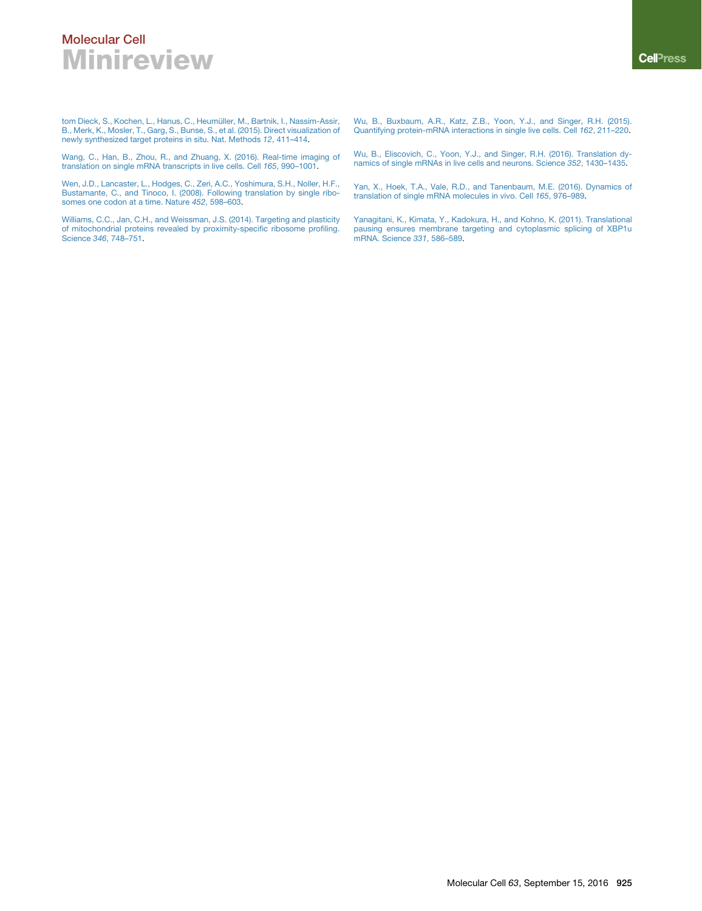tom Dieck, S., Kochen, L., Hanus, C., Heumüller, M., Bartnik, I., Nassim-Assir, B., Merk, K., Mosler, T., Garg, S., Bunse, S., et al. (2015). Direct visualization of newly synthesized target proteins in situ. Nat. Methods *12*, 411–414.

Wang, C., Han, B., Zhou, R., and Zhuang, X. (2016). Real-time imaging of translation on single mRNA transcripts in live cells. Cell *165*, 990–1001.

Wen, J.D., Lancaster, L., Hodges, C., Zeri, A.C., Yoshimura, S.H., Noller, H.F., Bustamante, C., and Tinoco, I. (2008). Following translation by single ribosomes one codon at a time. Nature *452*, 598–603.

Williams, C.C., Jan, C.H., and Weissman, J.S. (2014). Targeting and plasticity of mitochondrial proteins revealed by proximity-specific ribosome profiling. Science *346*, 748–751.

Wu, B., Buxbaum, A.R., Katz, Z.B., Yoon, Y.J., and Singer, R.H. (2015). Quantifying protein-mRNA interactions in single live cells. Cell *162*, 211–220.

Wu, B., Eliscovich, C., Yoon, Y.J., and Singer, R.H. (2016). Translation dynamics of single mRNAs in live cells and neurons. Science *352*, 1430–1435.

Yan, X., Hoek, T.A., Vale, R.D., and Tanenbaum, M.E. (2016). Dynamics of translation of single mRNA molecules in vivo. Cell *165*, 976–989.

Yanagitani, K., Kimata, Y., Kadokura, H., and Kohno, K. (2011). Translational pausing ensures membrane targeting and cytoplasmic splicing of XBP1u mRNA. Science *331*, 586–589.